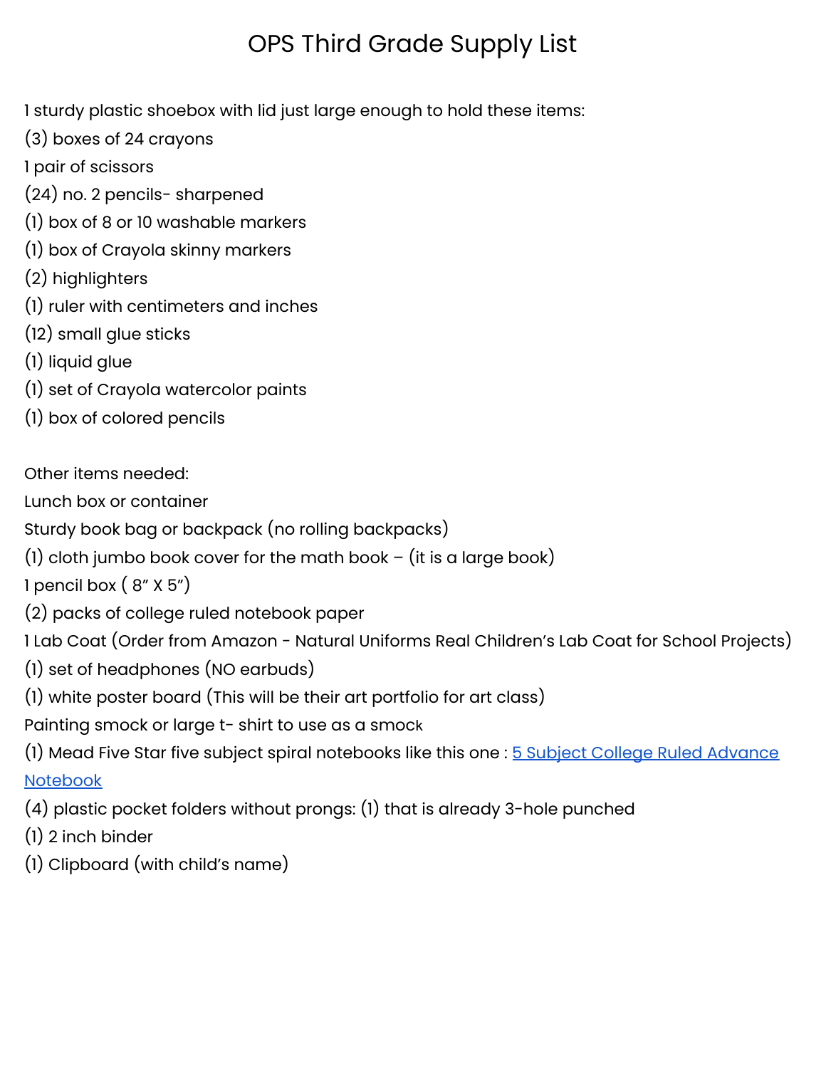# OPS Third Grade Supply List

1 sturdy plastic shoebox with lid just large enough to hold these items:
(3) boxes of 24 crayons
1 pair of scissors
(24) no. 2 pencils- sharpened
(1) box of 8 or 10 washable markers
(1) box of Crayola skinny markers
(2) highlighters
(1) ruler with centimeters and inches
(12) small glue sticks
(1) liquid glue
(1) set of Crayola watercolor paints
(1) box of colored pencils

Other items needed:
Lunch box or container
Sturdy book bag or backpack (no rolling backpacks)
(1) cloth jumbo book cover for the math book – (it is a large book)
1 pencil box ( 8" X 5")
(2) packs of college ruled notebook paper
1 Lab Coat (Order from Amazon - Natural Uniforms Real Children's Lab Coat for School Projects)
(1) set of headphones (NO earbuds)
(1) white poster board (This will be their art portfolio for art class)
Painting smock or large t- shirt to use as a smock
(1) Mead Five Star five subject spiral notebooks like this one : 5 Subject College Ruled Advance Notebook
(4) plastic pocket folders without prongs: (1) that is already 3-hole punched
(1) 2 inch binder
(1) Clipboard (with child's name)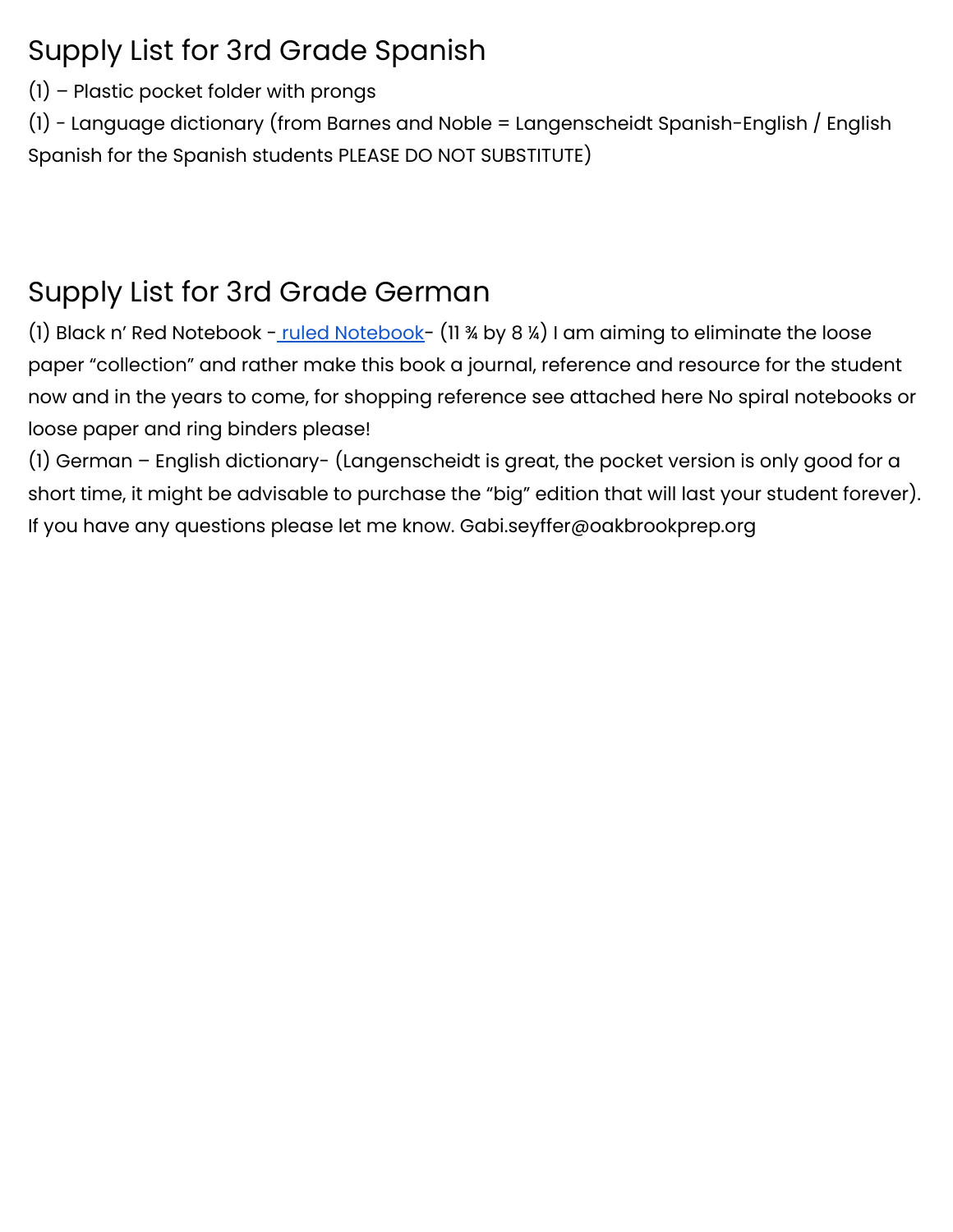# Supply List for 3rd Grade Spanish

(1) – Plastic pocket folder with prongs

(1) - Language dictionary (from Barnes and Noble = Langenscheidt Spanish-English / English Spanish for the Spanish students PLEASE DO NOT SUBSTITUTE)

# Supply List for 3rd Grade German

(1) Black n' Red Notebook - ruled Notebook- (11 ¾ by 8 ¼) I am aiming to eliminate the loose paper "collection" and rather make this book a journal, reference and resource for the student now and in the years to come, for shopping reference see attached here No spiral notebooks or loose paper and ring binders please!

(1) German – English dictionary- (Langenscheidt is great, the pocket version is only good for a short time, it might be advisable to purchase the "big" edition that will last your student forever). If you have any questions please let me know. Gabi.seyffer@oakbrookprep.org